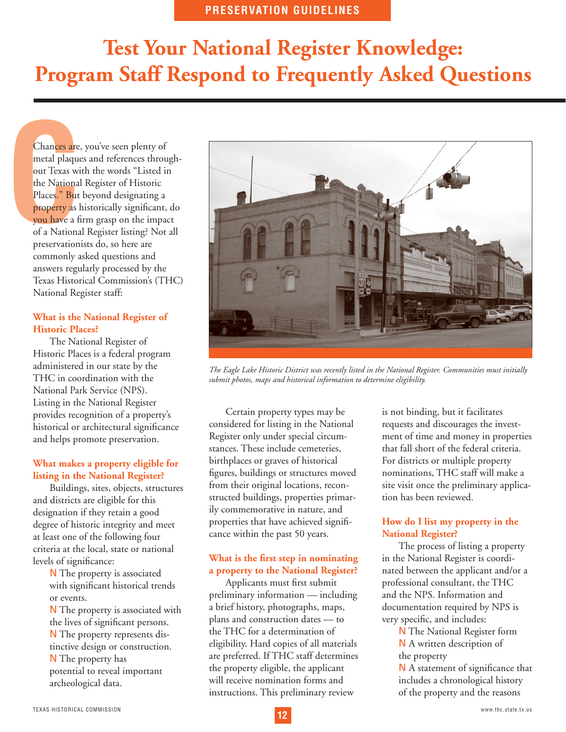PRESERVATION GUIDELINES

# Test Your National Register Knowledge: Program Staff Respond to Frequently Asked Questions

Chances are, you've seen plenty of metal plaques and references throughout Texas with the words "Listed in the National Register of Historic Places." But beyond designating a property as historically significant, do you have a firm grasp on the impact of a National Register listing? Not all preservationists do, so here are commonly asked questions and answers regularly processed by the Texas Historical Commission's (THC) National Register staff:

### What is the National Register of Historic Places?

The National Register of Historic Places is a federal program administered in our state by the THC in coordination with the National Park Service (NPS). Listing in the National Register provides recognition of a property's historical or architectural significance and helps promote preservation.

### What makes a property eligible for listing in the National Register?

Buildings, sites, objects, structures and districts are eligible for this designation if they retain a good degree of historic integrity and meet at least one of the following four criteria at the local, state or national levels of significance:

- The property is associated with significant historical trends or events.
- The property is associated with the lives of significant persons.
- The property represents distinctive design or construction.
- The property has potential to reveal important archeological data.

*The Eagle Lake Historic District was recently listed in the National Register. Communities must initially submit photos, maps and historical information to determine eligibility.*

Certain property types may be considered for listing in the National Register only under special circumstances. These include cemeteries, birthplaces or graves of historical figures, buildings or structures moved from their original locations, reconstructed buildings, properties primarily commemorative in nature, and properties that have achieved significance within the past 50 years.

### What is the first step in nominating a property to the National Register?

Applicants must first submit preliminary information — including a brief history, photographs, maps, plans and construction dates — to the THC for a determination of eligibility. Hard copies of all materials are preferred. If THC staff determines the property eligible, the applicant will receive nomination forms and instructions. This preliminary review is not binding, but it facilitates requests and discourages the investment of time and money in properties that fall short of the federal criteria. For districts or multiple property nominations, THC staff will make a site visit once the preliminary application has been reviewed.

### How do I list my property in the National Register?

The process of listing a property in the National Register is coordinated between the applicant and/or a professional consultant, the THC and the NPS. Information and documentation required by NPS is very specific, and includes:

- The National Register form
- A written description of the property
- A statement of significance that includes a chronological history of the property and the reasons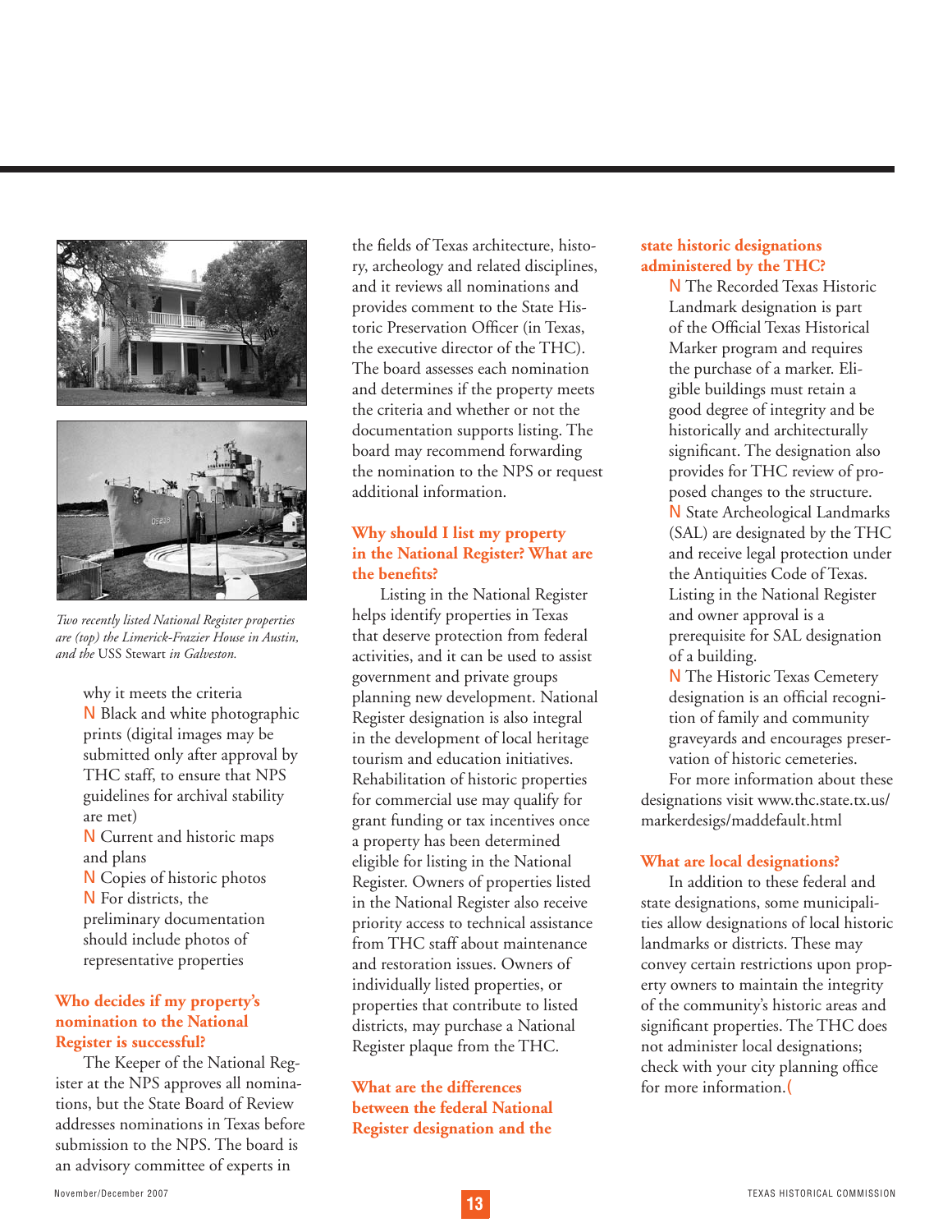*Two recently listed National Register properties are (top) the Limerick-Frazier House in Austin, and the* USS Stewart *in Galveston.*

why it meets the criteria

- Black and white photographic prints (digital images may be submitted only after approval by THC staff, to ensure that NPS guidelines for archival stability are met)
- Current and historic maps and plans
- Copies of historic photos
- For districts, the preliminary documentation should include photos of representative properties

## Who decides if my property's nomination to the National Register is successful?

The Keeper of the National Register at the NPS approves all nominations, but the State Board of Review addresses nominations in Texas before submission to the NPS. The board is an advisory committee of experts in the fields of Texas architecture, history, archeology and related disciplines, and it reviews all nominations and provides comment to the State Historic Preservation Officer (in Texas, the executive director of the THC). The board assesses each nomination and determines if the property meets the criteria and whether or not the documentation supports listing. The board may recommend forwarding the nomination to the NPS or request additional information.

## Why should I list my property in the National Register? What are the benefits?

Listing in the National Register helps identify properties in Texas that deserve protection from federal activities, and it can be used to assist government and private groups planning new development. National Register designation is also integral in the development of local heritage tourism and education initiatives. Rehabilitation of historic properties for commercial use may qualify for grant funding or tax incentives once a property has been determined eligible for listing in the National Register. Owners of properties listed in the National Register also receive priority access to technical assistance from THC staff about maintenance and restoration issues. Owners of individually listed properties, or properties that contribute to listed districts, may purchase a National Register plaque from the THC.

## What are the differences between the federal National Register designation and the state historic designations administered by the THC?

- The Recorded Texas Historic Landmark designation is part of the Official Texas Historical Marker program and requires the purchase of a marker. Eligible buildings must retain a good degree of integrity and be historically and architecturally significant. The designation also provides for THC review of proposed changes to the structure.
- State Archeological Landmarks (SAL) are designated by the THC and receive legal protection under the Antiquities Code of Texas. Listing in the National Register and owner approval is a prerequisite for SAL designation of a building.
- The Historic Texas Cemetery designation is an official recognition of family and community graveyards and encourages preservation of historic cemeteries.

For more information about these designations visit www.thc.state.tx.us/markerdesigs/maddefault.html

## What are local designations?

In addition to these federal and state designations, some municipalities allow designations of local historic landmarks or districts. These may convey certain restrictions upon property owners to maintain the integrity of the community's historic areas and significant properties. The THC does not administer local designations; check with your city planning office for more information.